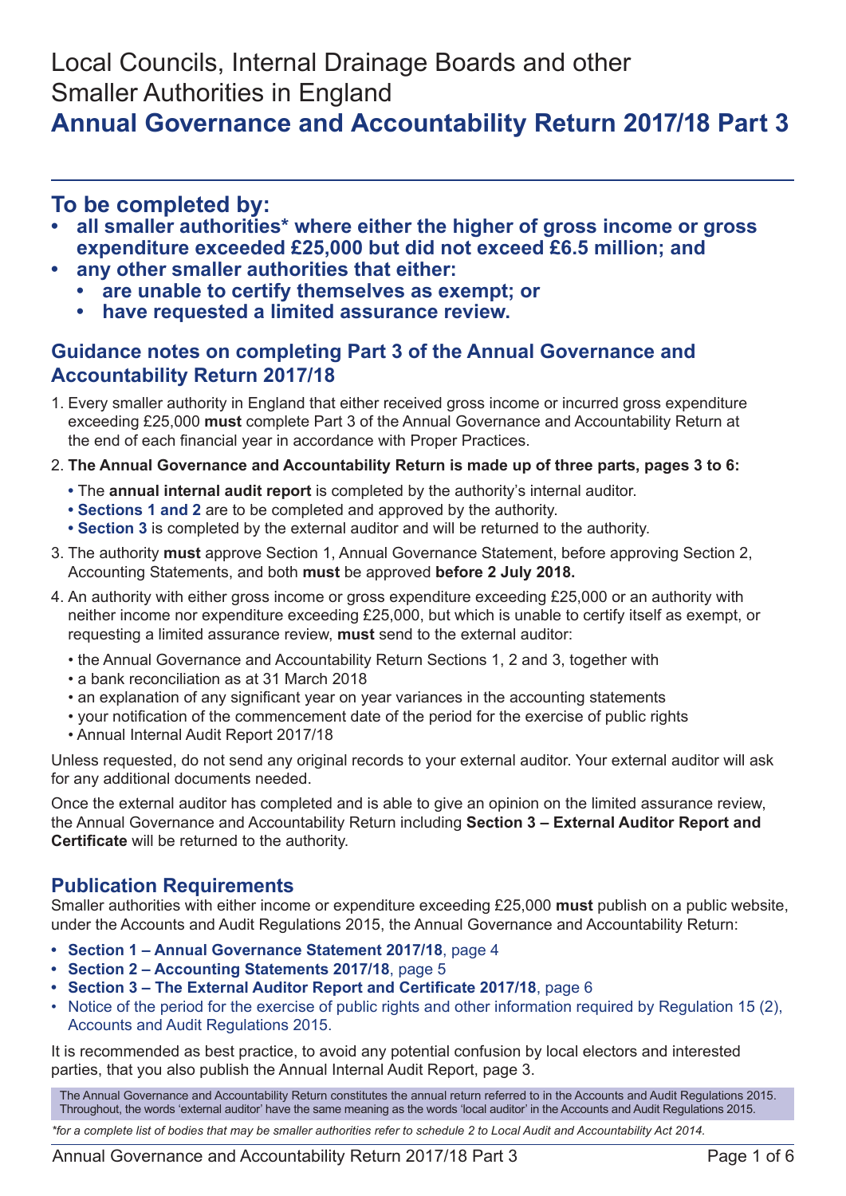# Local Councils, Internal Drainage Boards and other Smaller Authorities in England

# Annual Governance and Accountability Return 2017/18 Part 3

## To be completed by:

- **all smaller authorities* where either the higher of gross income or gross expenditure exceeded £25,000 but did not exceed £6.5 million; and**
- **any other smaller authorities that either:**
  - **are unable to certify themselves as exempt; or**
  - **have requested a limited assurance review.**

## Guidance notes on completing Part 3 of the Annual Governance and Accountability Return 2017/18

1. Every smaller authority in England that either received gross income or incurred gross expenditure exceeding £25,000 **must** complete Part 3 of the Annual Governance and Accountability Return at the end of each financial year in accordance with Proper Practices.
2. **The Annual Governance and Accountability Return is made up of three parts, pages 3 to 6:**
   - The **annual internal audit report** is completed by the authority's internal auditor.
   - **Sections 1 and 2** are to be completed and approved by the authority.
   - **Section 3** is completed by the external auditor and will be returned to the authority.
3. The authority **must** approve Section 1, Annual Governance Statement, before approving Section 2, Accounting Statements, and both **must** be approved **before 2 July 2018.**
4. An authority with either gross income or gross expenditure exceeding £25,000 or an authority with neither income nor expenditure exceeding £25,000, but which is unable to certify itself as exempt, or requesting a limited assurance review, **must** send to the external auditor:
   - the Annual Governance and Accountability Return Sections 1, 2 and 3, together with
   - a bank reconciliation as at 31 March 2018
   - an explanation of any significant year on year variances in the accounting statements
   - your notification of the commencement date of the period for the exercise of public rights
   - Annual Internal Audit Report 2017/18

Unless requested, do not send any original records to your external auditor. Your external auditor will ask for any additional documents needed.

Once the external auditor has completed and is able to give an opinion on the limited assurance review, the Annual Governance and Accountability Return including **Section 3 – External Auditor Report and Certificate** will be returned to the authority.

## Publication Requirements

Smaller authorities with either income or expenditure exceeding £25,000 **must** publish on a public website, under the Accounts and Audit Regulations 2015, the Annual Governance and Accountability Return:

- **Section 1 – Annual Governance Statement 2017/18**, page 4
- **Section 2 – Accounting Statements 2017/18**, page 5
- **Section 3 – The External Auditor Report and Certificate 2017/18**, page 6
- Notice of the period for the exercise of public rights and other information required by Regulation 15 (2), Accounts and Audit Regulations 2015.

It is recommended as best practice, to avoid any potential confusion by local electors and interested parties, that you also publish the Annual Internal Audit Report, page 3.

The Annual Governance and Accountability Return constitutes the annual return referred to in the Accounts and Audit Regulations 2015. Throughout, the words 'external auditor' have the same meaning as the words 'local auditor' in the Accounts and Audit Regulations 2015.

*\*for a complete list of bodies that may be smaller authorities refer to schedule 2 to Local Audit and Accountability Act 2014.*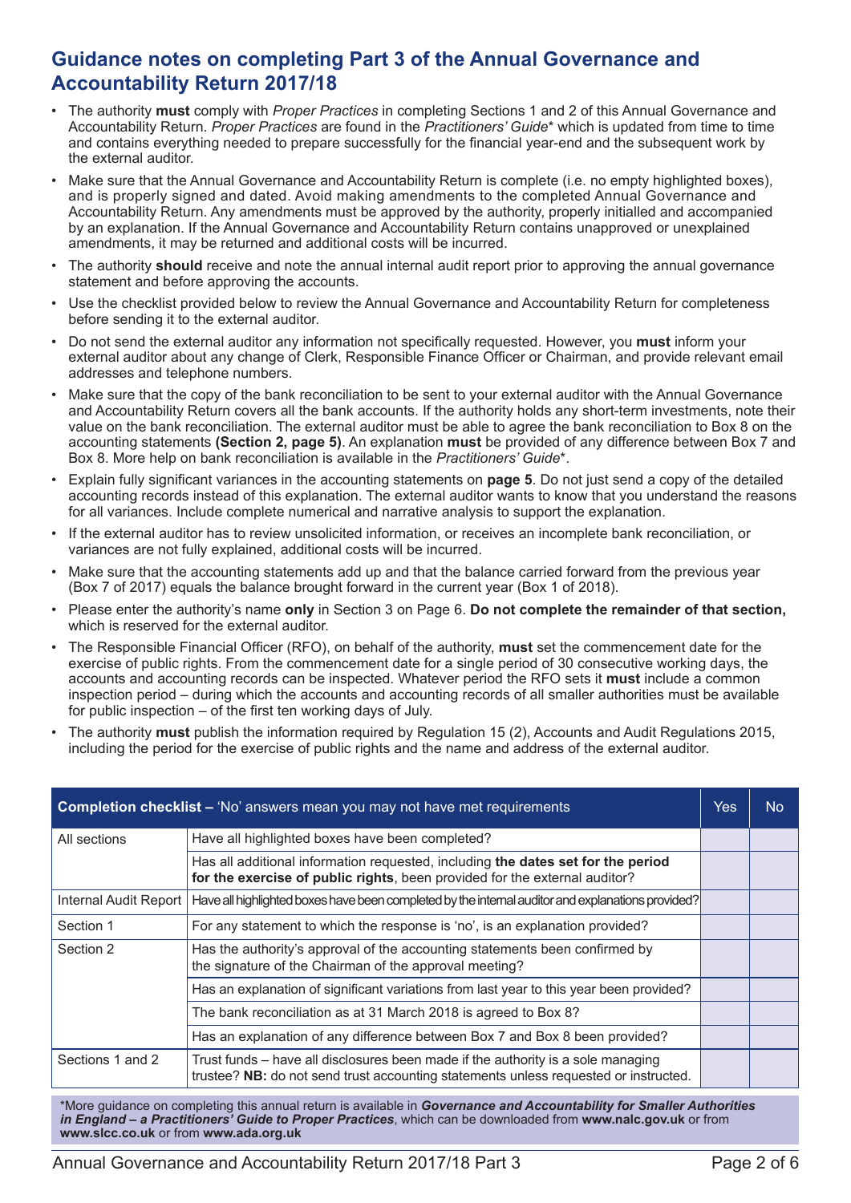## Guidance notes on completing Part 3 of the Annual Governance and Accountability Return 2017/18

- The authority **must** comply with *Proper Practices* in completing Sections 1 and 2 of this Annual Governance and Accountability Return. *Proper Practices* are found in the *Practitioners' Guide*\* which is updated from time to time and contains everything needed to prepare successfully for the financial year-end and the subsequent work by the external auditor.
- Make sure that the Annual Governance and Accountability Return is complete (i.e. no empty highlighted boxes), and is properly signed and dated. Avoid making amendments to the completed Annual Governance and Accountability Return. Any amendments must be approved by the authority, properly initialled and accompanied by an explanation. If the Annual Governance and Accountability Return contains unapproved or unexplained amendments, it may be returned and additional costs will be incurred.
- The authority **should** receive and note the annual internal audit report prior to approving the annual governance statement and before approving the accounts.
- Use the checklist provided below to review the Annual Governance and Accountability Return for completeness before sending it to the external auditor.
- Do not send the external auditor any information not specifically requested. However, you **must** inform your external auditor about any change of Clerk, Responsible Finance Officer or Chairman, and provide relevant email addresses and telephone numbers.
- Make sure that the copy of the bank reconciliation to be sent to your external auditor with the Annual Governance and Accountability Return covers all the bank accounts. If the authority holds any short-term investments, note their value on the bank reconciliation. The external auditor must be able to agree the bank reconciliation to Box 8 on the accounting statements **(Section 2, page 5)**. An explanation **must** be provided of any difference between Box 7 and Box 8. More help on bank reconciliation is available in the *Practitioners' Guide*\*.
- Explain fully significant variances in the accounting statements on **page 5**. Do not just send a copy of the detailed accounting records instead of this explanation. The external auditor wants to know that you understand the reasons for all variances. Include complete numerical and narrative analysis to support the explanation.
- If the external auditor has to review unsolicited information, or receives an incomplete bank reconciliation, or variances are not fully explained, additional costs will be incurred.
- Make sure that the accounting statements add up and that the balance carried forward from the previous year (Box 7 of 2017) equals the balance brought forward in the current year (Box 1 of 2018).
- Please enter the authority's name **only** in Section 3 on Page 6. **Do not complete the remainder of that section,** which is reserved for the external auditor.
- The Responsible Financial Officer (RFO), on behalf of the authority, **must** set the commencement date for the exercise of public rights. From the commencement date for a single period of 30 consecutive working days, the accounts and accounting records can be inspected. Whatever period the RFO sets it **must** include a common inspection period – during which the accounts and accounting records of all smaller authorities must be available for public inspection – of the first ten working days of July.
- The authority **must** publish the information required by Regulation 15 (2), Accounts and Audit Regulations 2015, including the period for the exercise of public rights and the name and address of the external auditor.

| **Completion checklist** – 'No' answers mean you may not have met requirements | | Yes | No |
|---|---|---|---|
| All sections | Have all highlighted boxes have been completed? | | |
| | Has all additional information requested, including **the dates set for the period for the exercise of public rights**, been provided for the external auditor? | | |
| Internal Audit Report | Have all highlighted boxes have been completed by the internal auditor and explanations provided? | | |
| Section 1 | For any statement to which the response is 'no', is an explanation provided? | | |
| Section 2 | Has the authority's approval of the accounting statements been confirmed by the signature of the Chairman of the approval meeting? | | |
| | Has an explanation of significant variations from last year to this year been provided? | | |
| | The bank reconciliation as at 31 March 2018 is agreed to Box 8? | | |
| | Has an explanation of any difference between Box 7 and Box 8 been provided? | | |
| Sections 1 and 2 | Trust funds – have all disclosures been made if the authority is a sole managing trustee? **NB:** do not send trust accounting statements unless requested or instructed. | | |

\*More guidance on completing this annual return is available in ***Governance and Accountability for Smaller Authorities in England – a Practitioners' Guide to Proper Practices***, which can be downloaded from **www.nalc.gov.uk** or from **www.slcc.co.uk** or from **www.ada.org.uk**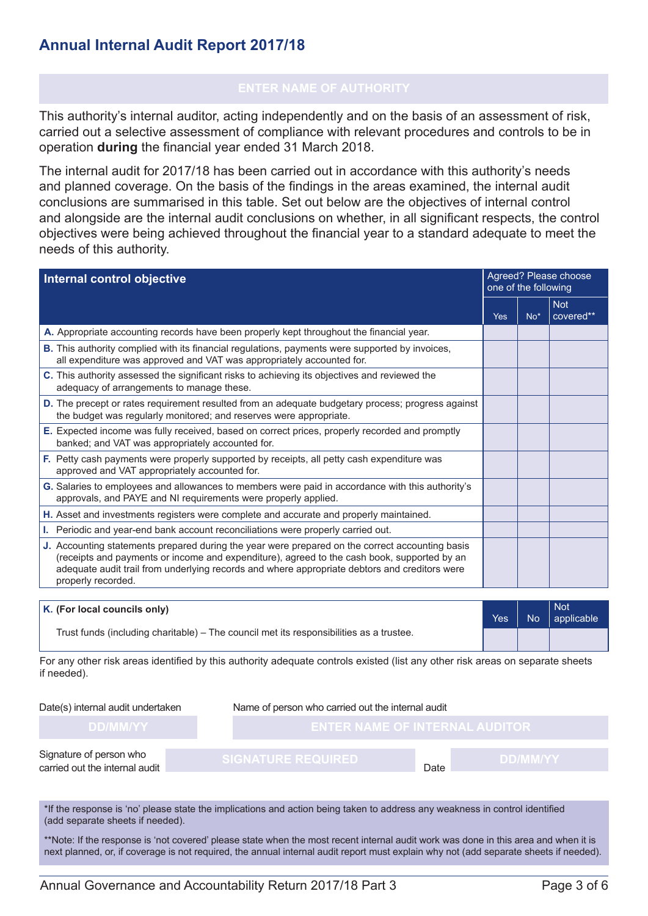## Annual Internal Audit Report 2017/18

ENTER NAME OF AUTHORITY

This authority's internal auditor, acting independently and on the basis of an assessment of risk, carried out a selective assessment of compliance with relevant procedures and controls to be in operation **during** the financial year ended 31 March 2018.

The internal audit for 2017/18 has been carried out in accordance with this authority's needs and planned coverage. On the basis of the findings in the areas examined, the internal audit conclusions are summarised in this table. Set out below are the objectives of internal control and alongside are the internal audit conclusions on whether, in all significant respects, the control objectives were being achieved throughout the financial year to a standard adequate to meet the needs of this authority.

| Internal control objective | Agreed? Please choose one of the following | | |
|---|---|---|---|
| | Yes | No* | Not covered** |
| **A.** Appropriate accounting records have been properly kept throughout the financial year. | | | |
| **B.** This authority complied with its financial regulations, payments were supported by invoices, all expenditure was approved and VAT was appropriately accounted for. | | | |
| **C.** This authority assessed the significant risks to achieving its objectives and reviewed the adequacy of arrangements to manage these. | | | |
| **D.** The precept or rates requirement resulted from an adequate budgetary process; progress against the budget was regularly monitored; and reserves were appropriate. | | | |
| **E.** Expected income was fully received, based on correct prices, properly recorded and promptly banked; and VAT was appropriately accounted for. | | | |
| **F.** Petty cash payments were properly supported by receipts, all petty cash expenditure was approved and VAT appropriately accounted for. | | | |
| **G.** Salaries to employees and allowances to members were paid in accordance with this authority's approvals, and PAYE and NI requirements were properly applied. | | | |
| **H.** Asset and investments registers were complete and accurate and properly maintained. | | | |
| **I.** Periodic and year-end bank account reconciliations were properly carried out. | | | |
| **J.** Accounting statements prepared during the year were prepared on the correct accounting basis (receipts and payments or income and expenditure), agreed to the cash book, supported by an adequate audit trail from underlying records and where appropriate debtors and creditors were properly recorded. | | | |

| **K. (For local councils only)** | Yes | No | Not applicable |
|---|---|---|---|
| Trust funds (including charitable) – The council met its responsibilities as a trustee. | | | |

For any other risk areas identified by this authority adequate controls existed (list any other risk areas on separate sheets if needed).

| Date(s) internal audit undertaken | Name of person who carried out the internal audit |
|---|---|
| DD/MM/YY | ENTER NAME OF INTERNAL AUDITOR |

| Signature of person who carried out the internal audit | | Date | |
|---|---|---|---|
| | SIGNATURE REQUIRED | | DD/MM/YY |

*If the response is 'no' please state the implications and action being taken to address any weakness in control identified (add separate sheets if needed).

**Note: If the response is 'not covered' please state when the most recent internal audit work was done in this area and when it is next planned, or, if coverage is not required, the annual internal audit report must explain why not (add separate sheets if needed).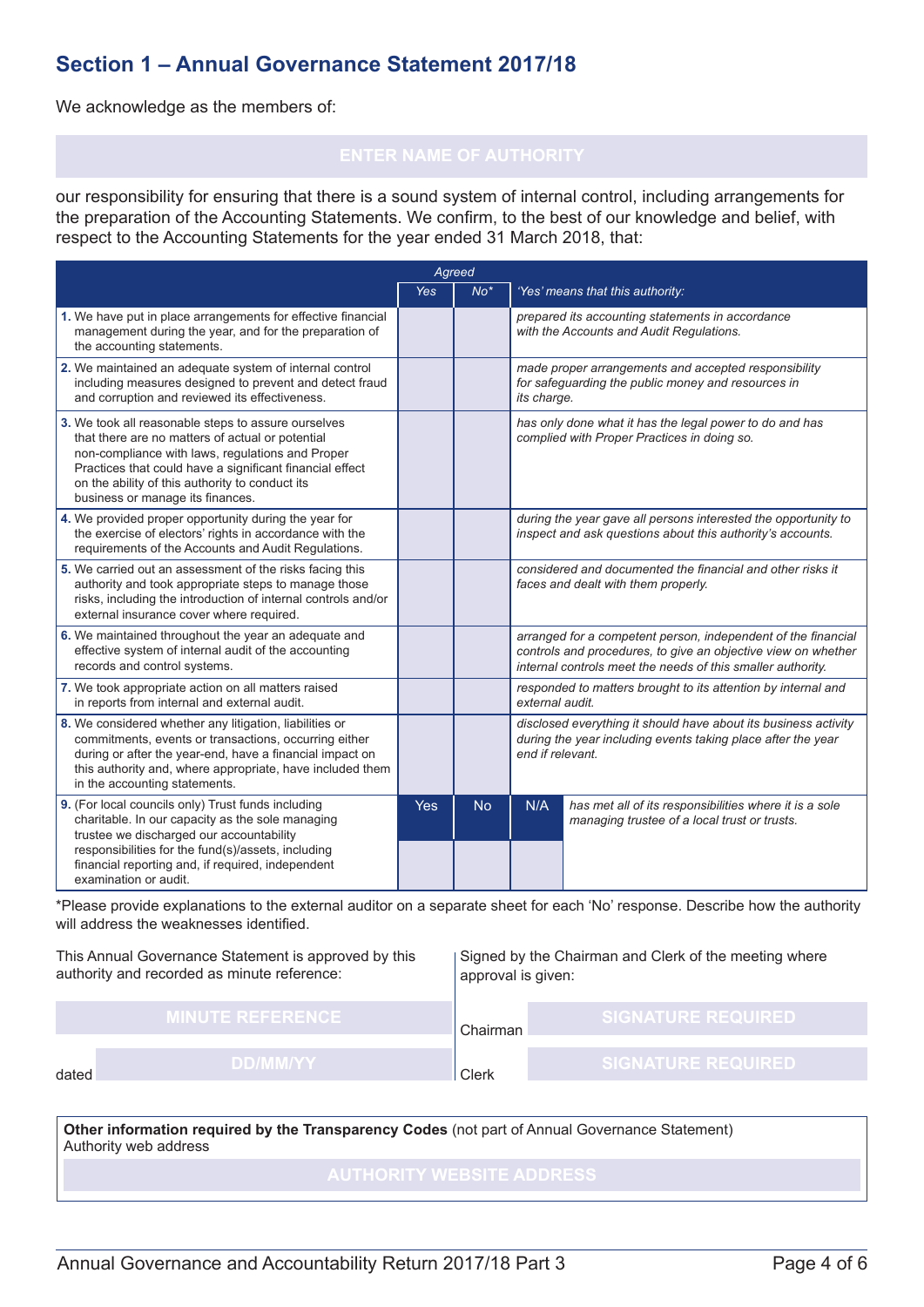## Section 1 – Annual Governance Statement 2017/18

We acknowledge as the members of:

ENTER NAME OF AUTHORITY

our responsibility for ensuring that there is a sound system of internal control, including arrangements for the preparation of the Accounting Statements. We confirm, to the best of our knowledge and belief, with respect to the Accounting Statements for the year ended 31 March 2018, that:

| | *Agreed* | | | |
|---|---|---|---|---|
| | *Yes* | *No\** | *'Yes' means that this authority:* | |
| **1.** We have put in place arrangements for effective financial management during the year, and for the preparation of the accounting statements. | | | *prepared its accounting statements in accordance with the Accounts and Audit Regulations.* | |
| **2.** We maintained an adequate system of internal control including measures designed to prevent and detect fraud and corruption and reviewed its effectiveness. | | | *made proper arrangements and accepted responsibility for safeguarding the public money and resources in its charge.* | |
| **3.** We took all reasonable steps to assure ourselves that there are no matters of actual or potential non-compliance with laws, regulations and Proper Practices that could have a significant financial effect on the ability of this authority to conduct its business or manage its finances. | | | *has only done what it has the legal power to do and has complied with Proper Practices in doing so.* | |
| **4.** We provided proper opportunity during the year for the exercise of electors' rights in accordance with the requirements of the Accounts and Audit Regulations. | | | *during the year gave all persons interested the opportunity to inspect and ask questions about this authority's accounts.* | |
| **5.** We carried out an assessment of the risks facing this authority and took appropriate steps to manage those risks, including the introduction of internal controls and/or external insurance cover where required. | | | *considered and documented the financial and other risks it faces and dealt with them properly.* | |
| **6.** We maintained throughout the year an adequate and effective system of internal audit of the accounting records and control systems. | | | *arranged for a competent person, independent of the financial controls and procedures, to give an objective view on whether internal controls meet the needs of this smaller authority.* | |
| **7.** We took appropriate action on all matters raised in reports from internal and external audit. | | | *responded to matters brought to its attention by internal and external audit.* | |
| **8.** We considered whether any litigation, liabilities or commitments, events or transactions, occurring either during or after the year-end, have a financial impact on this authority and, where appropriate, have included them in the accounting statements. | | | *disclosed everything it should have about its business activity during the year including events taking place after the year end if relevant.* | |
| **9.** (For local councils only) Trust funds including charitable. In our capacity as the sole managing trustee we discharged our accountability responsibilities for the fund(s)/assets, including financial reporting and, if required, independent examination or audit. | Yes | No | N/A | *has met all of its responsibilities where it is a sole managing trustee of a local trust or trusts.* |
| | | | | |

\*Please provide explanations to the external auditor on a separate sheet for each 'No' response. Describe how the authority will address the weaknesses identified.

This Annual Governance Statement is approved by this authority and recorded as minute reference:

MINUTE REFERENCE

dated DD/MM/YY

Signed by the Chairman and Clerk of the meeting where approval is given:

Chairman SIGNATURE REQUIRED

Clerk SIGNATURE REQUIRED

**Other information required by the Transparency Codes** (not part of Annual Governance Statement)
Authority web address

AUTHORITY WEBSITE ADDRESS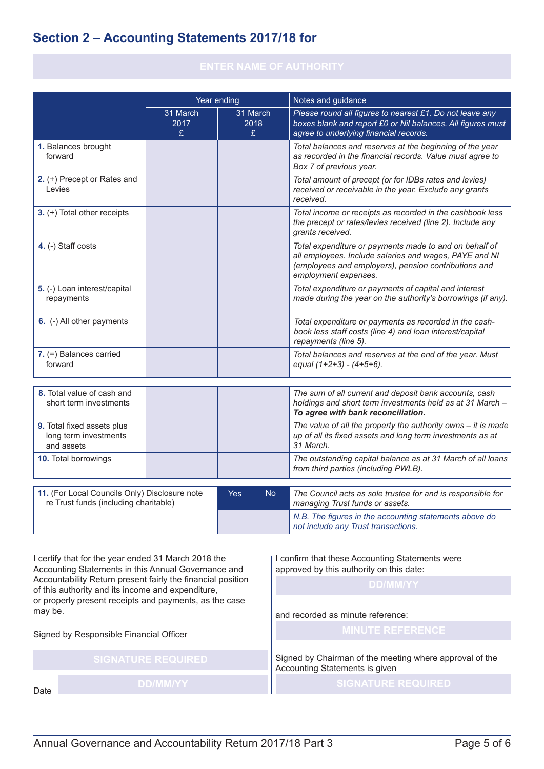## Section 2 – Accounting Statements 2017/18 for

ENTER NAME OF AUTHORITY

| | Year ending | | Notes and guidance |
|---|---|---|---|
| | 31 March 2017 £ | 31 March 2018 £ | *Please round all figures to nearest £1. Do not leave any boxes blank and report £0 or Nil balances. All figures must agree to underlying financial records.* |
| **1.** Balances brought forward | | | *Total balances and reserves at the beginning of the year as recorded in the financial records. Value must agree to Box 7 of previous year.* |
| **2.** (+) Precept or Rates and Levies | | | *Total amount of precept (or for IDBs rates and levies) received or receivable in the year. Exclude any grants received.* |
| **3.** (+) Total other receipts | | | *Total income or receipts as recorded in the cashbook less the precept or rates/levies received (line 2). Include any grants received.* |
| **4.** (-) Staff costs | | | *Total expenditure or payments made to and on behalf of all employees. Include salaries and wages, PAYE and NI (employees and employers), pension contributions and employment expenses.* |
| **5.** (-) Loan interest/capital repayments | | | *Total expenditure or payments of capital and interest made during the year on the authority's borrowings (if any).* |
| **6.** (-) All other payments | | | *Total expenditure or payments as recorded in the cash-book less staff costs (line 4) and loan interest/capital repayments (line 5).* |
| **7.** (=) Balances carried forward | | | *Total balances and reserves at the end of the year. Must equal (1+2+3) - (4+5+6).* |
| **8.** Total value of cash and short term investments | | | *The sum of all current and deposit bank accounts, cash holdings and short term investments held as at 31 March –* ***To agree with bank reconciliation.*** |
| **9.** Total fixed assets plus long term investments and assets | | | *The value of all the property the authority owns – it is made up of all its fixed assets and long term investments as at 31 March.* |
| **10.** Total borrowings | | | *The outstanding capital balance as at 31 March of all loans from third parties (including PWLB).* |

| | Yes | No | |
|---|---|---|---|
| **11.** (For Local Councils Only) Disclosure note re Trust funds (including charitable) | | | *The Council acts as sole trustee for and is responsible for managing Trust funds or assets.* *N.B. The figures in the accounting statements above do not include any Trust transactions.* |

I certify that for the year ended 31 March 2018 the Accounting Statements in this Annual Governance and Accountability Return present fairly the financial position of this authority and its income and expenditure, or properly present receipts and payments, as the case may be.

Signed by Responsible Financial Officer

SIGNATURE REQUIRED

Date DD/MM/YY

I confirm that these Accounting Statements were approved by this authority on this date:

DD/MM/YY

and recorded as minute reference:

MINUTE REFERENCE

Signed by Chairman of the meeting where approval of the Accounting Statements is given

SIGNATURE REQUIRED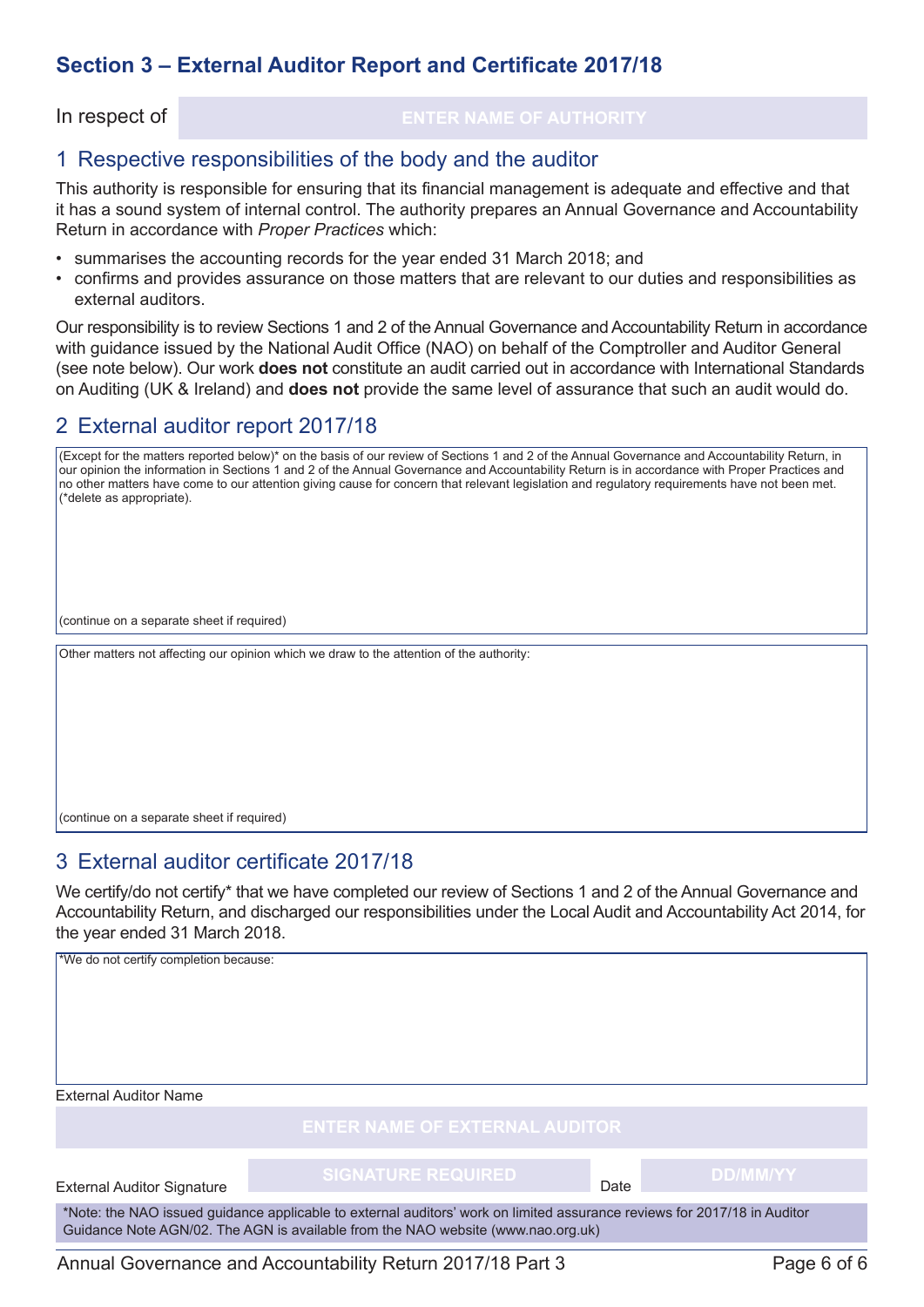# Section 3 – External Auditor Report and Certificate 2017/18

In respect of ENTER NAME OF AUTHORITY

## 1 Respective responsibilities of the body and the auditor

This authority is responsible for ensuring that its financial management is adequate and effective and that it has a sound system of internal control. The authority prepares an Annual Governance and Accountability Return in accordance with *Proper Practices* which:

- summarises the accounting records for the year ended 31 March 2018; and
- confirms and provides assurance on those matters that are relevant to our duties and responsibilities as external auditors.

Our responsibility is to review Sections 1 and 2 of the Annual Governance and Accountability Return in accordance with guidance issued by the National Audit Office (NAO) on behalf of the Comptroller and Auditor General (see note below). Our work **does not** constitute an audit carried out in accordance with International Standards on Auditing (UK & Ireland) and **does not** provide the same level of assurance that such an audit would do.

## 2 External auditor report 2017/18

(Except for the matters reported below)* on the basis of our review of Sections 1 and 2 of the Annual Governance and Accountability Return, in our opinion the information in Sections 1 and 2 of the Annual Governance and Accountability Return is in accordance with Proper Practices and no other matters have come to our attention giving cause for concern that relevant legislation and regulatory requirements have not been met. (*delete as appropriate).

(continue on a separate sheet if required)

Other matters not affecting our opinion which we draw to the attention of the authority:

(continue on a separate sheet if required)

## 3 External auditor certificate 2017/18

We certify/do not certify* that we have completed our review of Sections 1 and 2 of the Annual Governance and Accountability Return, and discharged our responsibilities under the Local Audit and Accountability Act 2014, for the year ended 31 March 2018.

*We do not certify completion because:

External Auditor Name

ENTER NAME OF EXTERNAL AUDITOR

External Auditor Signature SIGNATURE REQUIRED Date DD/MM/YY

*Note: the NAO issued guidance applicable to external auditors' work on limited assurance reviews for 2017/18 in Auditor Guidance Note AGN/02. The AGN is available from the NAO website (www.nao.org.uk)